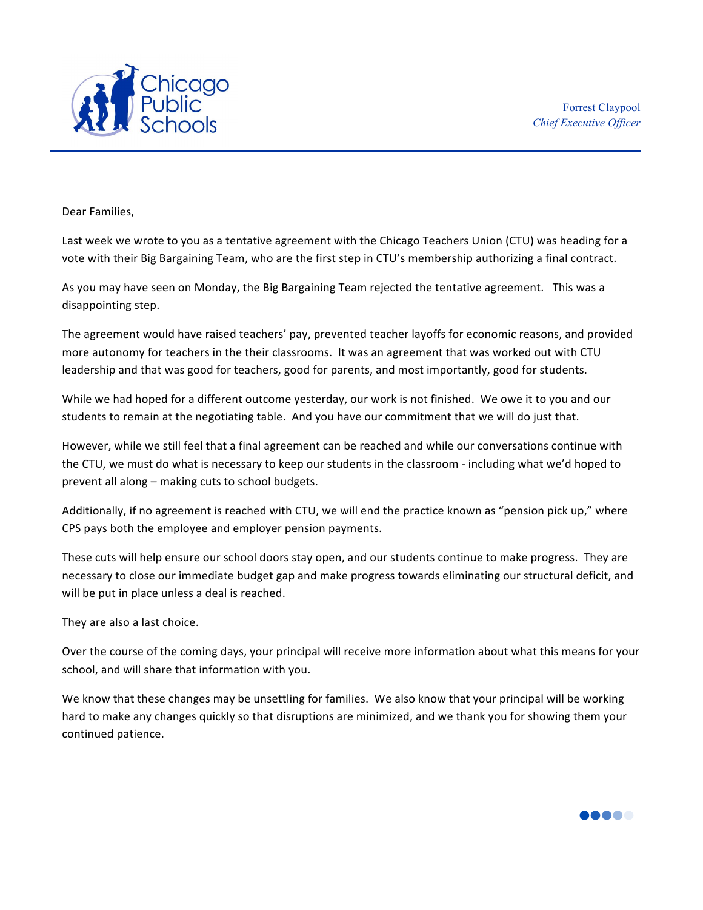Chicago Public Schools

Forrest Claypool
*Chief Executive Officer*

Dear Families,

Last week we wrote to you as a tentative agreement with the Chicago Teachers Union (CTU) was heading for a vote with their Big Bargaining Team, who are the first step in CTU's membership authorizing a final contract.

As you may have seen on Monday, the Big Bargaining Team rejected the tentative agreement. This was a disappointing step.

The agreement would have raised teachers' pay, prevented teacher layoffs for economic reasons, and provided more autonomy for teachers in the their classrooms. It was an agreement that was worked out with CTU leadership and that was good for teachers, good for parents, and most importantly, good for students.

While we had hoped for a different outcome yesterday, our work is not finished. We owe it to you and our students to remain at the negotiating table. And you have our commitment that we will do just that.

However, while we still feel that a final agreement can be reached and while our conversations continue with the CTU, we must do what is necessary to keep our students in the classroom - including what we'd hoped to prevent all along – making cuts to school budgets.

Additionally, if no agreement is reached with CTU, we will end the practice known as "pension pick up," where CPS pays both the employee and employer pension payments.

These cuts will help ensure our school doors stay open, and our students continue to make progress. They are necessary to close our immediate budget gap and make progress towards eliminating our structural deficit, and will be put in place unless a deal is reached.

They are also a last choice.

Over the course of the coming days, your principal will receive more information about what this means for your school, and will share that information with you.

We know that these changes may be unsettling for families. We also know that your principal will be working hard to make any changes quickly so that disruptions are minimized, and we thank you for showing them your continued patience.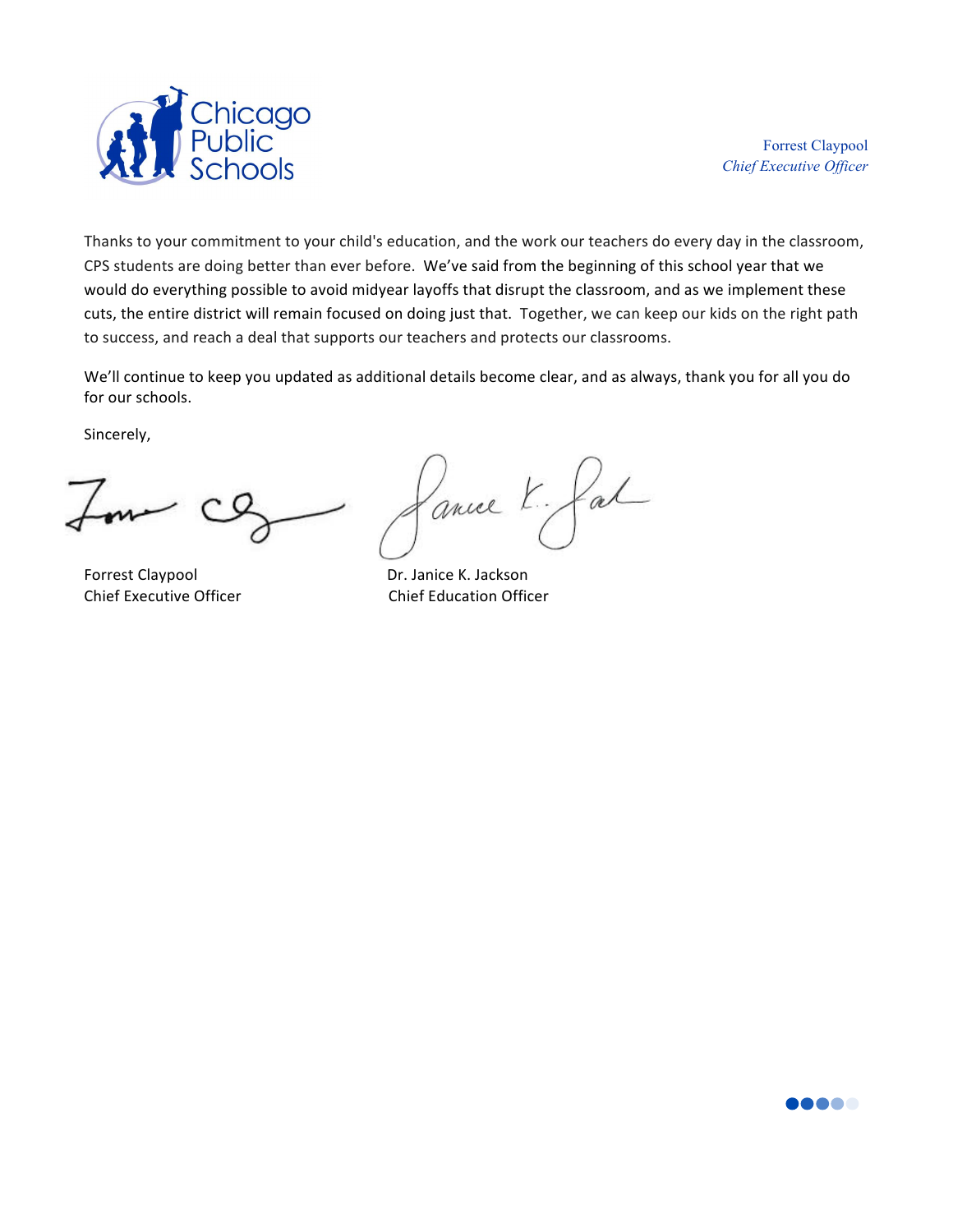Forrest Claypool
*Chief Executive Officer*

Thanks to your commitment to your child's education, and the work our teachers do every day in the classroom, CPS students are doing better than ever before. We've said from the beginning of this school year that we would do everything possible to avoid midyear layoffs that disrupt the classroom, and as we implement these cuts, the entire district will remain focused on doing just that. Together, we can keep our kids on the right path to success, and reach a deal that supports our teachers and protects our classrooms.

We'll continue to keep you updated as additional details become clear, and as always, thank you for all you do for our schools.

Sincerely,

Forrest Claypool
Chief Executive Officer

Dr. Janice K. Jackson
Chief Education Officer